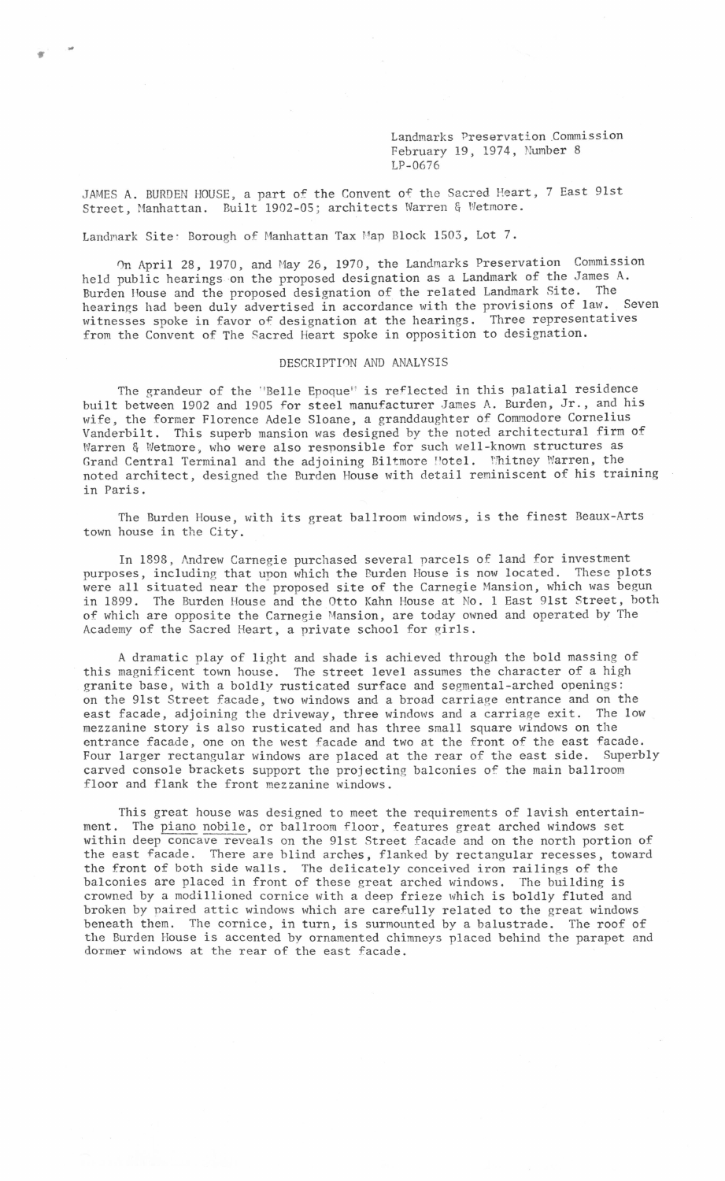Landmarks Preservation Commission
February 19, 1974, Number 8
LP-0676

JAMES A. BURDEN HOUSE, a part of the Convent of the Sacred Heart, 7 East 91st Street, Manhattan. Built 1902-05; architects Warren & Wetmore.

Landmark Site: Borough of Manhattan Tax Map Block 1503, Lot 7.

On April 28, 1970, and May 26, 1970, the Landmarks Preservation Commission held public hearings on the proposed designation as a Landmark of the James A. Burden House and the proposed designation of the related Landmark Site. The hearings had been duly advertised in accordance with the provisions of law. Seven witnesses spoke in favor of designation at the hearings. Three representatives from the Convent of The Sacred Heart spoke in opposition to designation.

## DESCRIPTION AND ANALYSIS

The grandeur of the "Belle Epoque" is reflected in this palatial residence built between 1902 and 1905 for steel manufacturer James A. Burden, Jr., and his wife, the former Florence Adele Sloane, a granddaughter of Commodore Cornelius Vanderbilt. This superb mansion was designed by the noted architectural firm of Warren & Wetmore, who were also responsible for such well-known structures as Grand Central Terminal and the adjoining Biltmore Hotel. Whitney Warren, the noted architect, designed the Burden House with detail reminiscent of his training in Paris.

The Burden House, with its great ballroom windows, is the finest Beaux-Arts town house in the City.

In 1898, Andrew Carnegie purchased several parcels of land for investment purposes, including that upon which the Burden House is now located. These plots were all situated near the proposed site of the Carnegie Mansion, which was begun in 1899. The Burden House and the Otto Kahn House at No. 1 East 91st Street, both of which are opposite the Carnegie Mansion, are today owned and operated by The Academy of the Sacred Heart, a private school for girls.

A dramatic play of light and shade is achieved through the bold massing of this magnificent town house. The street level assumes the character of a high granite base, with a boldly rusticated surface and segmental-arched openings: on the 91st Street facade, two windows and a broad carriage entrance and on the east facade, adjoining the driveway, three windows and a carriage exit. The low mezzanine story is also rusticated and has three small square windows on the entrance facade, one on the west facade and two at the front of the east facade. Four larger rectangular windows are placed at the rear of the east side. Superbly carved console brackets support the projecting balconies of the main ballroom floor and flank the front mezzanine windows.

This great house was designed to meet the requirements of lavish entertainment. The piano nobile, or ballroom floor, features great arched windows set within deep concave reveals on the 91st Street facade and on the north portion of the east facade. There are blind arches, flanked by rectangular recesses, toward the front of both side walls. The delicately conceived iron railings of the balconies are placed in front of these great arched windows. The building is crowned by a modillioned cornice with a deep frieze which is boldly fluted and broken by paired attic windows which are carefully related to the great windows beneath them. The cornice, in turn, is surmounted by a balustrade. The roof of the Burden House is accented by ornamented chimneys placed behind the parapet and dormer windows at the rear of the east facade.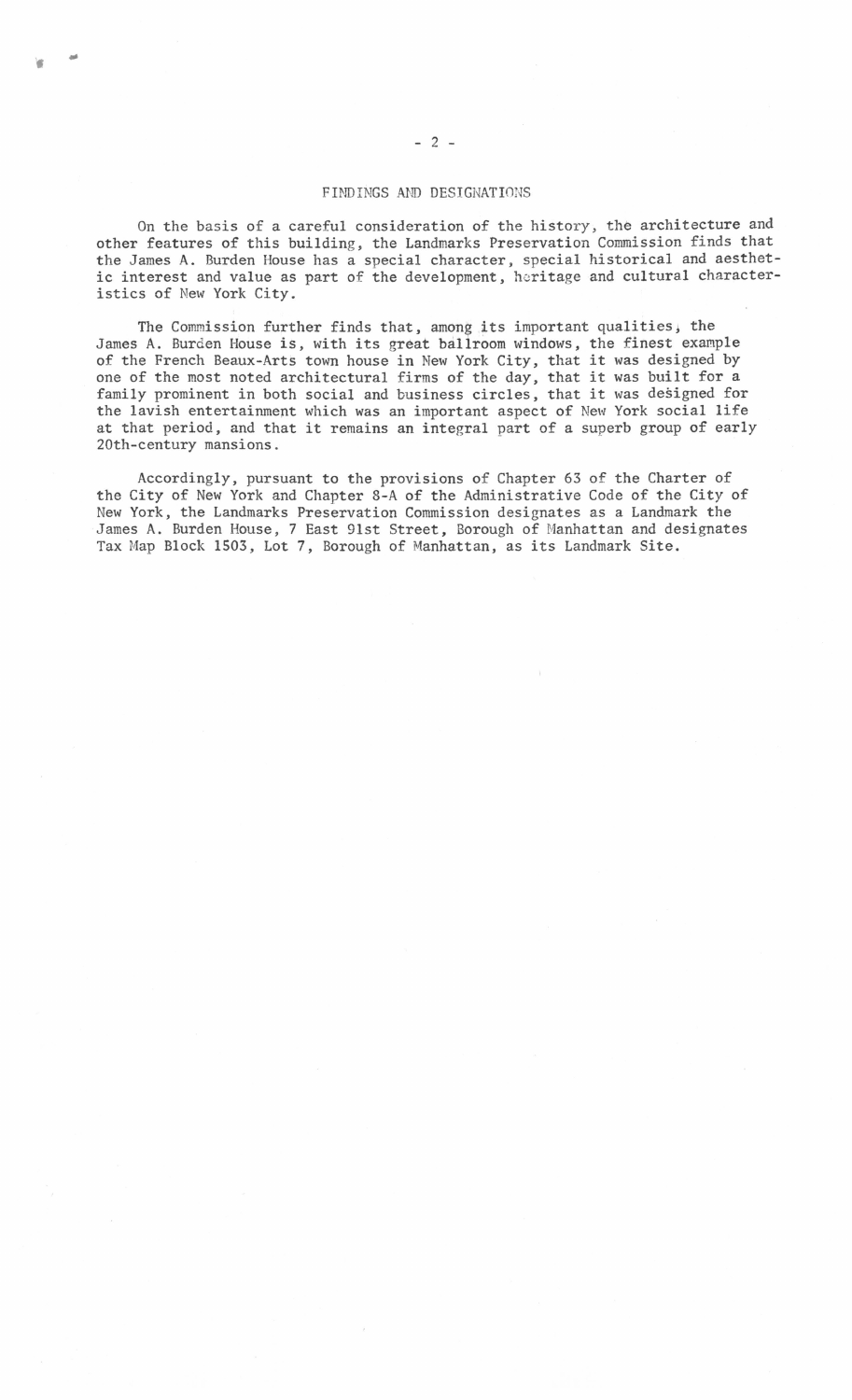## FINDINGS AND DESIGNATIONS

On the basis of a careful consideration of the history, the architecture and other features of this building, the Landmarks Preservation Commission finds that the James A. Burden House has a special character, special historical and aesthetic interest and value as part of the development, heritage and cultural characteristics of New York City.

The Commission further finds that, among its important qualities, the James A. Burden House is, with its great ballroom windows, the finest example of the French Beaux-Arts town house in New York City, that it was designed by one of the most noted architectural firms of the day, that it was built for a family prominent in both social and business circles, that it was designed for the lavish entertainment which was an important aspect of New York social life at that period, and that it remains an integral part of a superb group of early 20th-century mansions.

Accordingly, pursuant to the provisions of Chapter 63 of the Charter of the City of New York and Chapter 8-A of the Administrative Code of the City of New York, the Landmarks Preservation Commission designates as a Landmark the James A. Burden House, 7 East 91st Street, Borough of Manhattan and designates Tax Map Block 1503, Lot 7, Borough of Manhattan, as its Landmark Site.